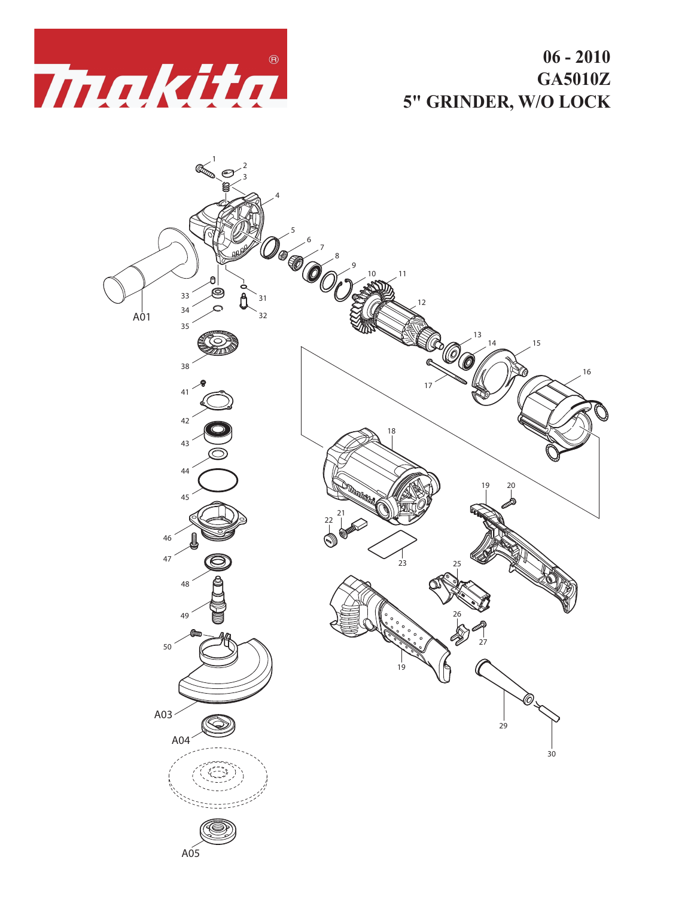# 06 - 2010
# GA5010Z
# 5" GRINDER, W/O LOCK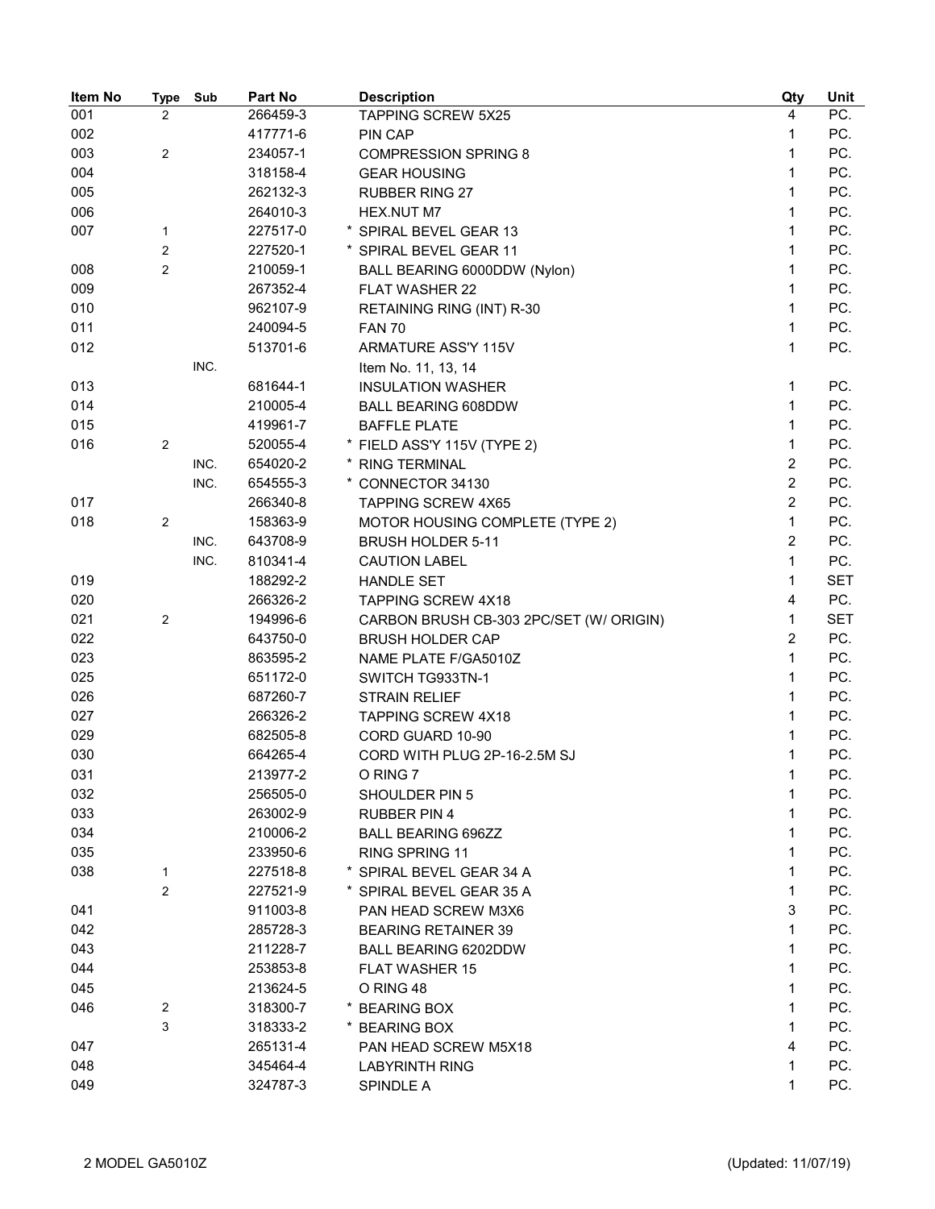| Item No | Type | Sub | Part No | Description | Qty | Unit |
|---|---|---|---|---|---|---|
| 001 | 2 | | 266459-3 | TAPPING SCREW 5X25 | 4 | PC. |
| 002 | | | 417771-6 | PIN CAP | 1 | PC. |
| 003 | 2 | | 234057-1 | COMPRESSION SPRING 8 | 1 | PC. |
| 004 | | | 318158-4 | GEAR HOUSING | 1 | PC. |
| 005 | | | 262132-3 | RUBBER RING 27 | 1 | PC. |
| 006 | | | 264010-3 | HEX.NUT M7 | 1 | PC. |
| 007 | 1 | | 227517-0 | * SPIRAL BEVEL GEAR 13 | 1 | PC. |
| | 2 | | 227520-1 | * SPIRAL BEVEL GEAR 11 | 1 | PC. |
| 008 | 2 | | 210059-1 | BALL BEARING 6000DDW (Nylon) | 1 | PC. |
| 009 | | | 267352-4 | FLAT WASHER 22 | 1 | PC. |
| 010 | | | 962107-9 | RETAINING RING (INT) R-30 | 1 | PC. |
| 011 | | | 240094-5 | FAN 70 | 1 | PC. |
| 012 | | | 513701-6 | ARMATURE ASS'Y 115V | 1 | PC. |
| | | INC. | | Item No. 11, 13, 14 | | |
| 013 | | | 681644-1 | INSULATION WASHER | 1 | PC. |
| 014 | | | 210005-4 | BALL BEARING 608DDW | 1 | PC. |
| 015 | | | 419961-7 | BAFFLE PLATE | 1 | PC. |
| 016 | 2 | | 520055-4 | * FIELD ASS'Y 115V (TYPE 2) | 1 | PC. |
| | | INC. | 654020-2 | * RING TERMINAL | 2 | PC. |
| | | INC. | 654555-3 | * CONNECTOR 34130 | 2 | PC. |
| 017 | | | 266340-8 | TAPPING SCREW 4X65 | 2 | PC. |
| 018 | 2 | | 158363-9 | MOTOR HOUSING COMPLETE (TYPE 2) | 1 | PC. |
| | | INC. | 643708-9 | BRUSH HOLDER 5-11 | 2 | PC. |
| | | INC. | 810341-4 | CAUTION LABEL | 1 | PC. |
| 019 | | | 188292-2 | HANDLE SET | 1 | SET |
| 020 | | | 266326-2 | TAPPING SCREW 4X18 | 4 | PC. |
| 021 | 2 | | 194996-6 | CARBON BRUSH CB-303 2PC/SET (W/ ORIGIN) | 1 | SET |
| 022 | | | 643750-0 | BRUSH HOLDER CAP | 2 | PC. |
| 023 | | | 863595-2 | NAME PLATE F/GA5010Z | 1 | PC. |
| 025 | | | 651172-0 | SWITCH TG933TN-1 | 1 | PC. |
| 026 | | | 687260-7 | STRAIN RELIEF | 1 | PC. |
| 027 | | | 266326-2 | TAPPING SCREW 4X18 | 1 | PC. |
| 029 | | | 682505-8 | CORD GUARD 10-90 | 1 | PC. |
| 030 | | | 664265-4 | CORD WITH PLUG 2P-16-2.5M SJ | 1 | PC. |
| 031 | | | 213977-2 | O RING 7 | 1 | PC. |
| 032 | | | 256505-0 | SHOULDER PIN 5 | 1 | PC. |
| 033 | | | 263002-9 | RUBBER PIN 4 | 1 | PC. |
| 034 | | | 210006-2 | BALL BEARING 696ZZ | 1 | PC. |
| 035 | | | 233950-6 | RING SPRING 11 | 1 | PC. |
| 038 | 1 | | 227518-8 | * SPIRAL BEVEL GEAR 34 A | 1 | PC. |
| | 2 | | 227521-9 | * SPIRAL BEVEL GEAR 35 A | 1 | PC. |
| 041 | | | 911003-8 | PAN HEAD SCREW M3X6 | 3 | PC. |
| 042 | | | 285728-3 | BEARING RETAINER 39 | 1 | PC. |
| 043 | | | 211228-7 | BALL BEARING 6202DDW | 1 | PC. |
| 044 | | | 253853-8 | FLAT WASHER 15 | 1 | PC. |
| 045 | | | 213624-5 | O RING 48 | 1 | PC. |
| 046 | 2 | | 318300-7 | * BEARING BOX | 1 | PC. |
| | 3 | | 318333-2 | * BEARING BOX | 1 | PC. |
| 047 | | | 265131-4 | PAN HEAD SCREW M5X18 | 4 | PC. |
| 048 | | | 345464-4 | LABYRINTH RING | 1 | PC. |
| 049 | | | 324787-3 | SPINDLE A | 1 | PC. |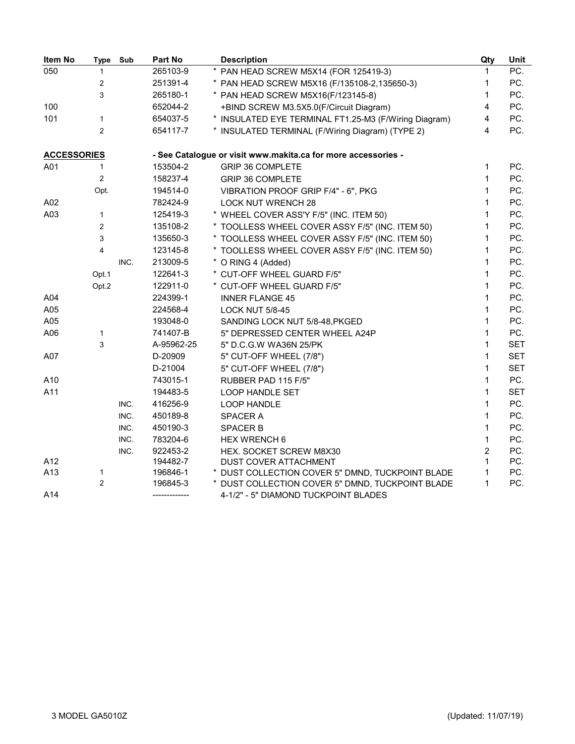| Item No | Type | Sub | Part No | Description | Qty | Unit |
|---|---|---|---|---|---|---|
| 050 | 1 | | 265103-9 | * PAN HEAD SCREW M5X14 (FOR 125419-3) | 1 | PC. |
| | 2 | | 251391-4 | * PAN HEAD SCREW M5X16 (F/135108-2,135650-3) | 1 | PC. |
| | 3 | | 265180-1 | * PAN HEAD SCREW M5X16(F/123145-8) | 1 | PC. |
| 100 | | | 652044-2 | +BIND SCREW M3.5X5.0(F/Circuit Diagram) | 4 | PC. |
| 101 | 1 | | 654037-5 | * INSULATED EYE TERMINAL FT1.25-M3 (F/Wiring Diagram) | 4 | PC. |
| | 2 | | 654117-7 | * INSULATED TERMINAL (F/Wiring Diagram) (TYPE 2) | 4 | PC. |
| **ACCESSORIES** | | | | - See Catalogue or visit www.makita.ca for more accessories - | | |
| A01 | 1 | | 153504-2 | GRIP 36 COMPLETE | 1 | PC. |
| | 2 | | 158237-4 | GRIP 36 COMPLETE | 1 | PC. |
| | Opt. | | 194514-0 | VIBRATION PROOF GRIP F/4" - 6", PKG | 1 | PC. |
| A02 | | | 782424-9 | LOCK NUT WRENCH 28 | 1 | PC. |
| A03 | 1 | | 125419-3 | * WHEEL COVER ASS'Y F/5" (INC. ITEM 50) | 1 | PC. |
| | 2 | | 135108-2 | * TOOLLESS WHEEL COVER ASSY F/5" (INC. ITEM 50) | 1 | PC. |
| | 3 | | 135650-3 | * TOOLLESS WHEEL COVER ASSY F/5" (INC. ITEM 50) | 1 | PC. |
| | 4 | | 123145-8 | * TOOLLESS WHEEL COVER ASSY F/5" (INC. ITEM 50) | 1 | PC. |
| | | INC. | 213009-5 | * O RING 4 (Added) | 1 | PC. |
| | Opt.1 | | 122641-3 | * CUT-OFF WHEEL GUARD F/5" | 1 | PC. |
| | Opt.2 | | 122911-0 | * CUT-OFF WHEEL GUARD F/5" | 1 | PC. |
| A04 | | | 224399-1 | INNER FLANGE 45 | 1 | PC. |
| A05 | | | 224568-4 | LOCK NUT 5/8-45 | 1 | PC. |
| A05 | | | 193048-0 | SANDING LOCK NUT 5/8-48,PKGED | 1 | PC. |
| A06 | 1 | | 741407-B | 5" DEPRESSED CENTER WHEEL A24P | 1 | PC. |
| | 3 | | A-95962-25 | 5" D.C.G.W WA36N 25/PK | 1 | SET |
| A07 | | | D-20909 | 5" CUT-OFF WHEEL (7/8") | 1 | SET |
| | | | D-21004 | 5" CUT-OFF WHEEL (7/8") | 1 | SET |
| A10 | | | 743015-1 | RUBBER PAD 115 F/5" | 1 | PC. |
| A11 | | | 194483-5 | LOOP HANDLE SET | 1 | SET |
| | | INC. | 416256-9 | LOOP HANDLE | 1 | PC. |
| | | INC. | 450189-8 | SPACER A | 1 | PC. |
| | | INC. | 450190-3 | SPACER B | 1 | PC. |
| | | INC. | 783204-6 | HEX WRENCH 6 | 1 | PC. |
| | | INC. | 922453-2 | HEX. SOCKET SCREW M8X30 | 2 | PC. |
| A12 | | | 194482-7 | DUST COVER ATTACHMENT | 1 | PC. |
| A13 | 1 | | 196846-1 | * DUST COLLECTION COVER 5" DMND, TUCKPOINT BLADE | 1 | PC. |
| | 2 | | 196845-3 | * DUST COLLECTION COVER 5" DMND, TUCKPOINT BLADE | 1 | PC. |
| A14 | | | ------------- | 4-1/2" - 5" DIAMOND TUCKPOINT BLADES | | |

3 MODEL GA5010Z (Updated: 11/07/19)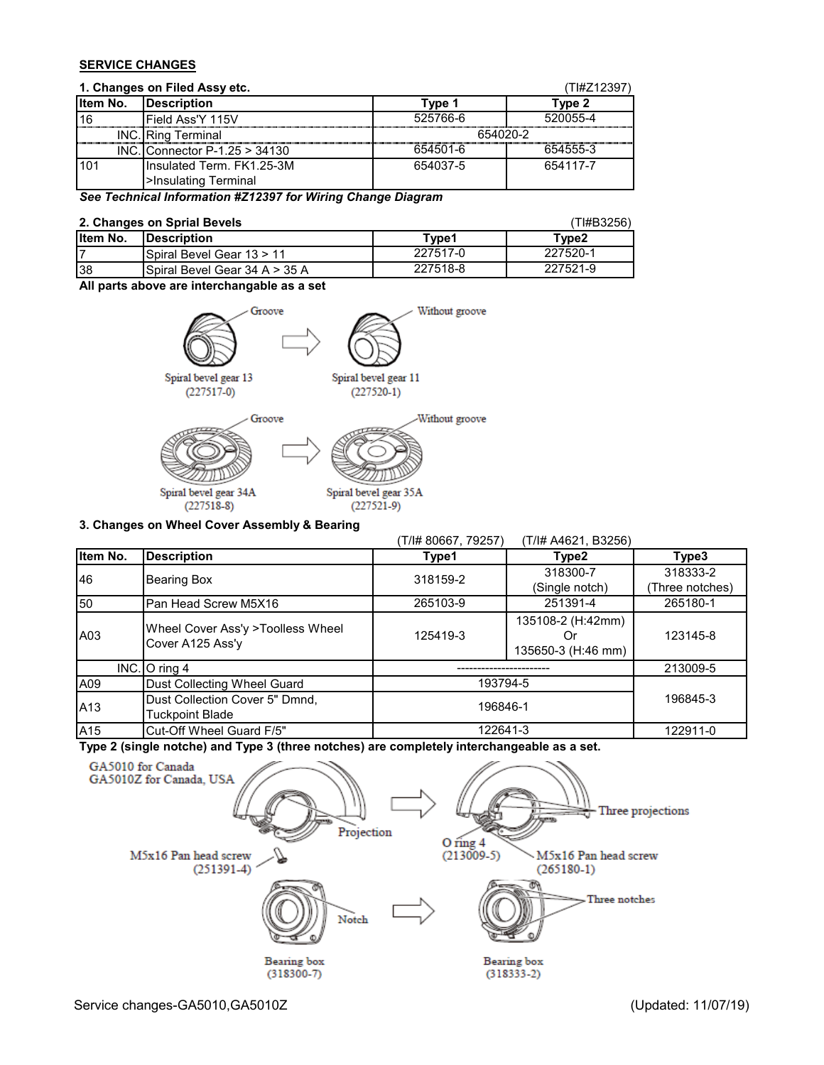**SERVICE CHANGES**

**1. Changes on Filed Assy etc.** (TI#Z12397)

| Item No. | Description | Type 1 | Type 2 |
|---|---|---|---|
| 16 | Field Ass'Y 115V | 525766-6 | 520055-4 |
| INC. | Ring Terminal | 654020-2 | |
| INC. | Connector P-1.25 > 34130 | 654501-6 | 654555-3 |
| 101 | Insulated Term. FK1.25-3M >Insulating Terminal | 654037-5 | 654117-7 |

***See Technical Information #Z12397 for Wiring Change Diagram***

**2. Changes on Sprial Bevels** (TI#B3256)

| Item No. | Description | Type1 | Type2 |
|---|---|---|---|
| 7 | Spiral Bevel Gear 13 > 11 | 227517-0 | 227520-1 |
| 38 | Spiral Bevel Gear 34 A > 35 A | 227518-8 | 227521-9 |

**All parts above are interchangable as a set**

Groove

Without groove

Spiral bevel gear 13
(227517-0)

Spiral bevel gear 11
(227520-1)

Groove

Without groove

Spiral bevel gear 34A
(227518-8)

Spiral bevel gear 35A
(227521-9)

**3. Changes on Wheel Cover Assembly & Bearing**

| Item No. | Description | Type1 (T/I# 80667, 79257) | Type2 (T/I# A4621, B3256) | Type3 |
|---|---|---|---|---|
| 46 | Bearing Box | 318159-2 | 318300-7 (Single notch) | 318333-2 (Three notches) |
| 50 | Pan Head Screw M5X16 | 265103-9 | 251391-4 | 265180-1 |
| A03 | Wheel Cover Ass'y >Toolless Wheel Cover A125 Ass'y | 125419-3 | 135108-2 (H:42mm) Or 135650-3 (H:46 mm) | 123145-8 |
| INC. | O ring 4 | ----------------------- | | 213009-5 |
| A09 | Dust Collecting Wheel Guard | 193794-5 | | 196845-3 |
| A13 | Dust Collection Cover 5" Dmnd, Tuckpoint Blade | 196846-1 | | |
| A15 | Cut-Off Wheel Guard F/5" | 122641-3 | | 122911-0 |

**Type 2 (single notche) and Type 3 (three notches) are completely interchangeable as a set.**

GA5010 for Canada
GA5010Z for Canada, USA

Projection

Three projections

O ring 4
(213009-5)

M5x16 Pan head screw
(251391-4)

M5x16 Pan head screw
(265180-1)

Notch

Three notches

Bearing box
(318300-7)

Bearing box
(318333-2)

Service changes-GA5010,GA5010Z (Updated: 11/07/19)